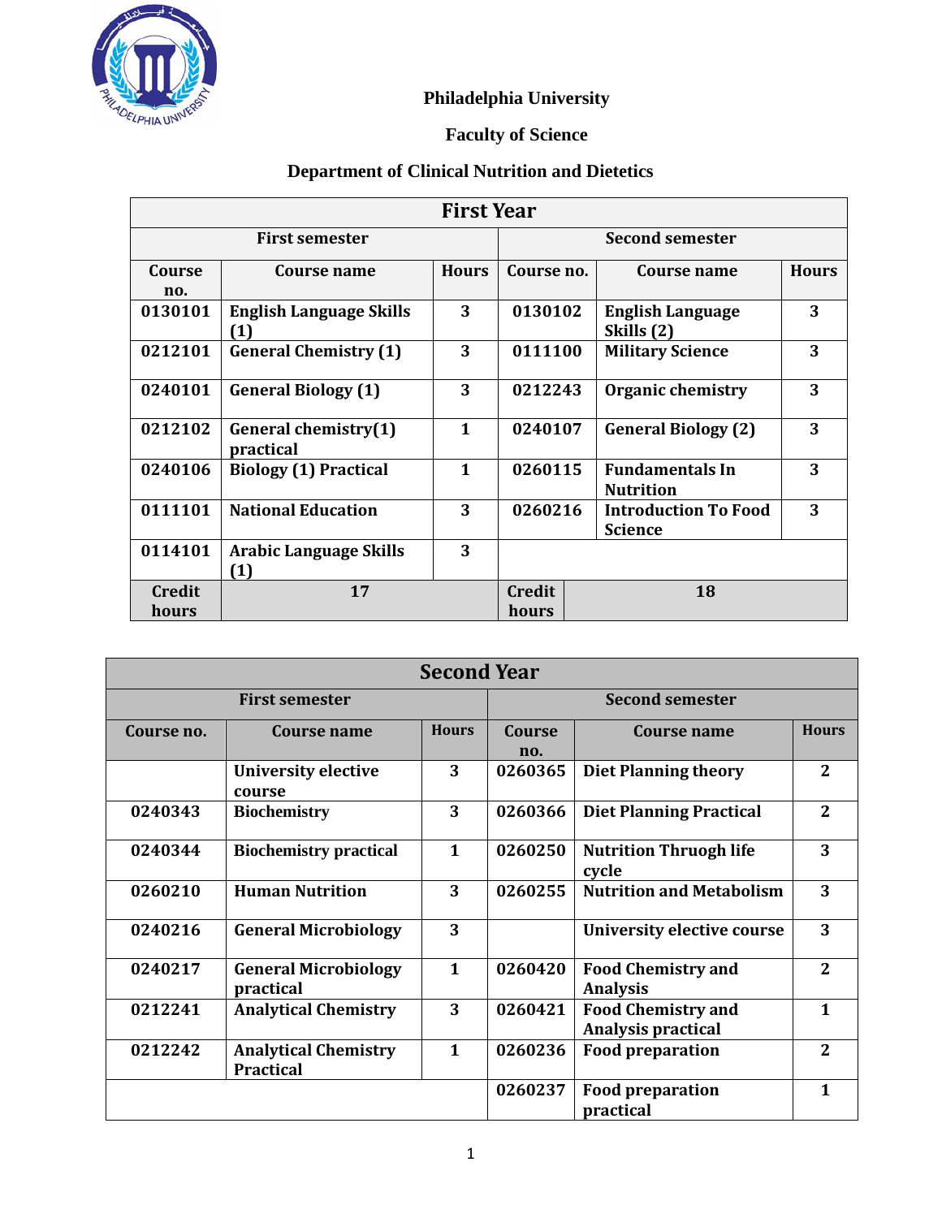**Philadelphia University**

**Faculty of Science**

**Department of Clinical Nutrition and Dietetics**

| **First Year** | | | | | |
|---|---|---|---|---|---|
| **First semester** | | | **Second semester** | | |
| **Course no.** | **Course name** | **Hours** | **Course no.** | **Course name** | **Hours** |
| 0130101 | English Language Skills (1) | 3 | 0130102 | English Language Skills (2) | 3 |
| 0212101 | General Chemistry (1) | 3 | 0111100 | Military Science | 3 |
| 0240101 | General Biology (1) | 3 | 0212243 | Organic chemistry | 3 |
| 0212102 | General chemistry(1) practical | 1 | 0240107 | General Biology (2) | 3 |
| 0240106 | Biology (1) Practical | 1 | 0260115 | Fundamentals In Nutrition | 3 |
| 0111101 | National Education | 3 | 0260216 | Introduction To Food Science | 3 |
| 0114101 | Arabic Language Skills (1) | 3 | | | |
| **Credit hours** | **17** | | **Credit hours** | **18** | |

| **Second Year** | | | | | |
|---|---|---|---|---|---|
| **First semester** | | | **Second semester** | | |
| **Course no.** | **Course name** | **Hours** | **Course no.** | **Course name** | **Hours** |
| | University elective course | 3 | 0260365 | Diet Planning theory | 2 |
| 0240343 | Biochemistry | 3 | 0260366 | Diet Planning Practical | 2 |
| 0240344 | Biochemistry practical | 1 | 0260250 | Nutrition Thruogh life cycle | 3 |
| 0260210 | Human Nutrition | 3 | 0260255 | Nutrition and Metabolism | 3 |
| 0240216 | General Microbiology | 3 | | University elective course | 3 |
| 0240217 | General Microbiology practical | 1 | 0260420 | Food Chemistry and Analysis | 2 |
| 0212241 | Analytical Chemistry | 3 | 0260421 | Food Chemistry and Analysis practical | 1 |
| 0212242 | Analytical Chemistry Practical | 1 | 0260236 | Food preparation | 2 |
| | | | 0260237 | Food preparation practical | 1 |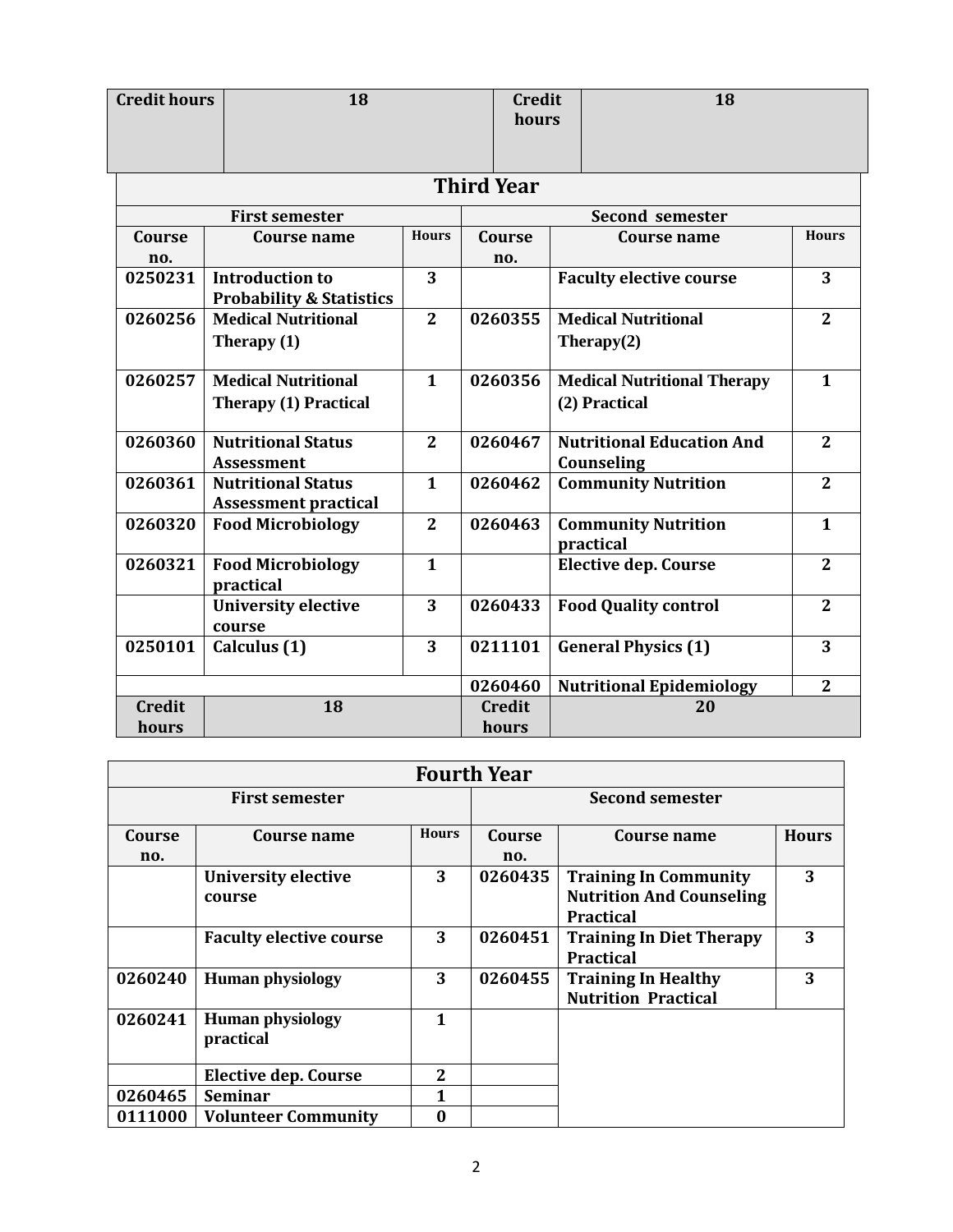| Credit hours | 18 | Credit hours | 18 |
|---|---|---|---|

## Third Year

| First semester | | | Second semester | | |
|---|---|---|---|---|---|
| **Course no.** | **Course name** | **Hours** | **Course no.** | **Course name** | **Hours** |
| 0250231 | Introduction to Probability & Statistics | 3 | | Faculty elective course | 3 |
| 0260256 | Medical Nutritional Therapy (1) | 2 | 0260355 | Medical Nutritional Therapy(2) | 2 |
| 0260257 | Medical Nutritional Therapy (1) Practical | 1 | 0260356 | Medical Nutritional Therapy (2) Practical | 1 |
| 0260360 | Nutritional Status Assessment | 2 | 0260467 | Nutritional Education And Counseling | 2 |
| 0260361 | Nutritional Status Assessment practical | 1 | 0260462 | Community Nutrition | 2 |
| 0260320 | Food Microbiology | 2 | 0260463 | Community Nutrition practical | 1 |
| 0260321 | Food Microbiology practical | 1 | | Elective dep. Course | 2 |
| | University elective course | 3 | 0260433 | Food Quality control | 2 |
| 0250101 | Calculus (1) | 3 | 0211101 | General Physics (1) | 3 |
| | | | 0260460 | Nutritional Epidemiology | 2 |
| **Credit hours** | **18** | | **Credit hours** | **20** | |

## Fourth Year

| First semester | | | Second semester | | |
|---|---|---|---|---|---|
| **Course no.** | **Course name** | **Hours** | **Course no.** | **Course name** | **Hours** |
| | University elective course | 3 | 0260435 | Training In Community Nutrition And Counseling Practical | 3 |
| | Faculty elective course | 3 | 0260451 | Training In Diet Therapy Practical | 3 |
| 0260240 | Human physiology | 3 | 0260455 | Training In Healthy Nutrition Practical | 3 |
| 0260241 | Human physiology practical | 1 | | | |
| | Elective dep. Course | 2 | | | |
| 0260465 | Seminar | 1 | | | |
| 0111000 | Volunteer Community | 0 | | | |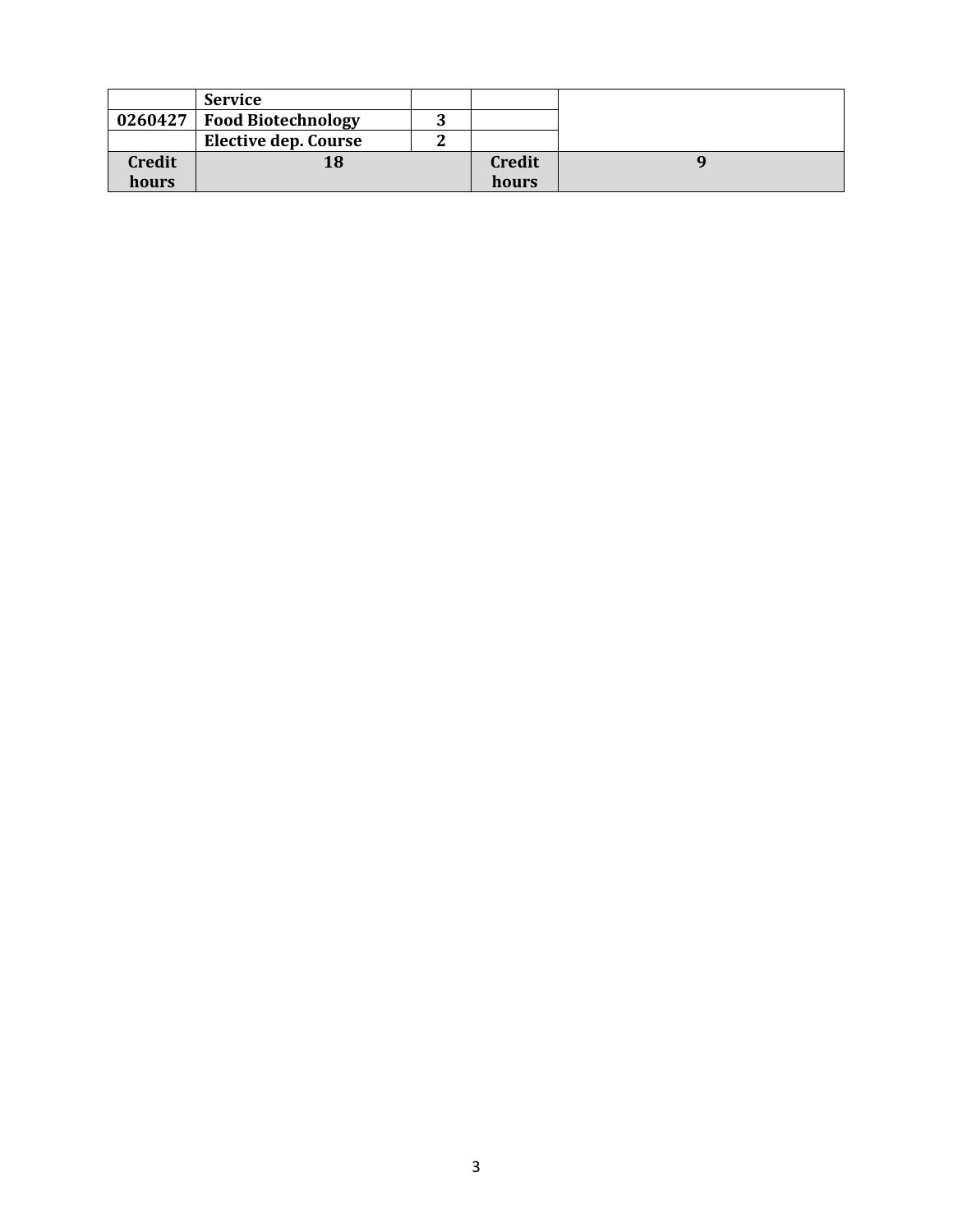| | | | | |
|---|---|---|---|---|
| | **Service** | | | |
| **0260427** | **Food Biotechnology** | **3** | | |
| | **Elective dep. Course** | **2** | | |
| **Credit hours** | **18** | | **Credit hours** | **9** |